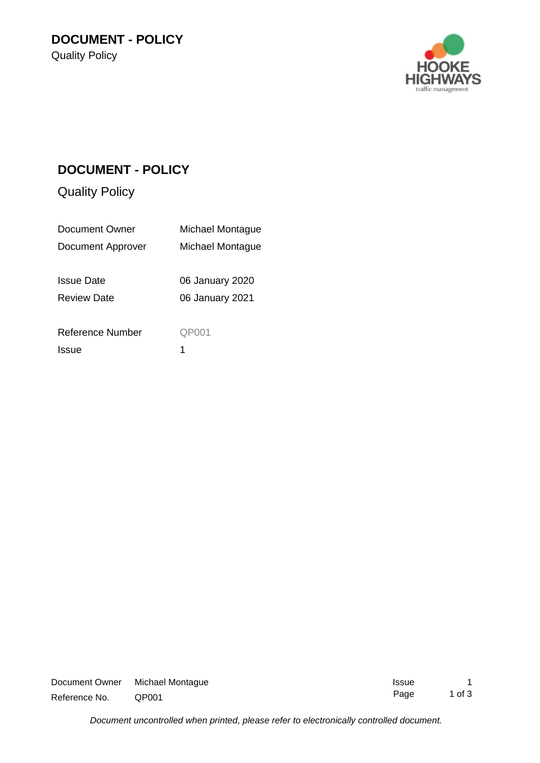# DOCUMENT - POLICY

Quality Policy

| | |
|---|---|
| Document Owner | Michael Montague |
| Document Approver | Michael Montague |
| Issue Date | 06 January 2020 |
| Review Date | 06 January 2021 |
| Reference Number | QP001 |
| Issue | 1 |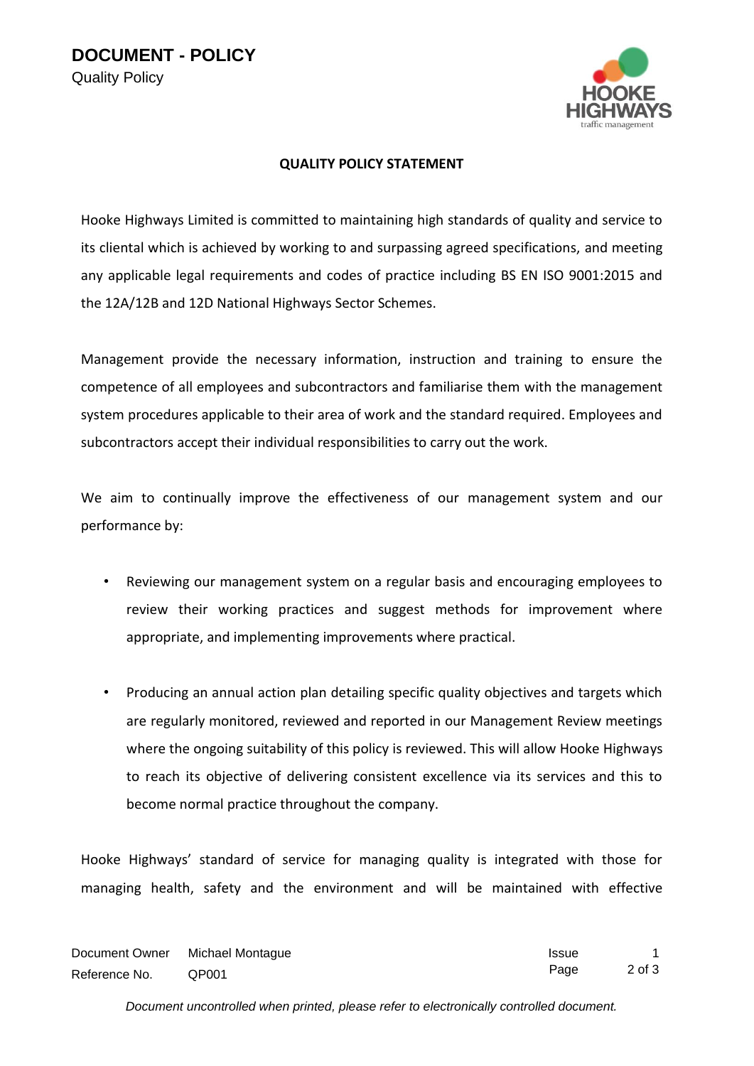**QUALITY POLICY STATEMENT**

Hooke Highways Limited is committed to maintaining high standards of quality and service to its cliental which is achieved by working to and surpassing agreed specifications, and meeting any applicable legal requirements and codes of practice including BS EN ISO 9001:2015 and the 12A/12B and 12D National Highways Sector Schemes.

Management provide the necessary information, instruction and training to ensure the competence of all employees and subcontractors and familiarise them with the management system procedures applicable to their area of work and the standard required. Employees and subcontractors accept their individual responsibilities to carry out the work.

We aim to continually improve the effectiveness of our management system and our performance by:

- Reviewing our management system on a regular basis and encouraging employees to review their working practices and suggest methods for improvement where appropriate, and implementing improvements where practical.
- Producing an annual action plan detailing specific quality objectives and targets which are regularly monitored, reviewed and reported in our Management Review meetings where the ongoing suitability of this policy is reviewed. This will allow Hooke Highways to reach its objective of delivering consistent excellence via its services and this to become normal practice throughout the company.

Hooke Highways' standard of service for managing quality is integrated with those for managing health, safety and the environment and will be maintained with effective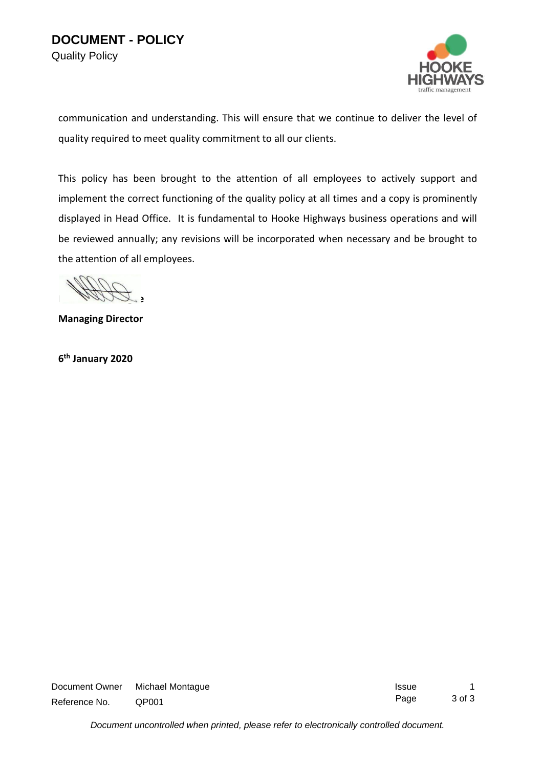communication and understanding. This will ensure that we continue to deliver the level of quality required to meet quality commitment to all our clients.

This policy has been brought to the attention of all employees to actively support and implement the correct functioning of the quality policy at all times and a copy is prominently displayed in Head Office. It is fundamental to Hooke Highways business operations and will be reviewed annually; any revisions will be incorporated when necessary and be brought to the attention of all employees.

**Managing Director**

**6th January 2020**